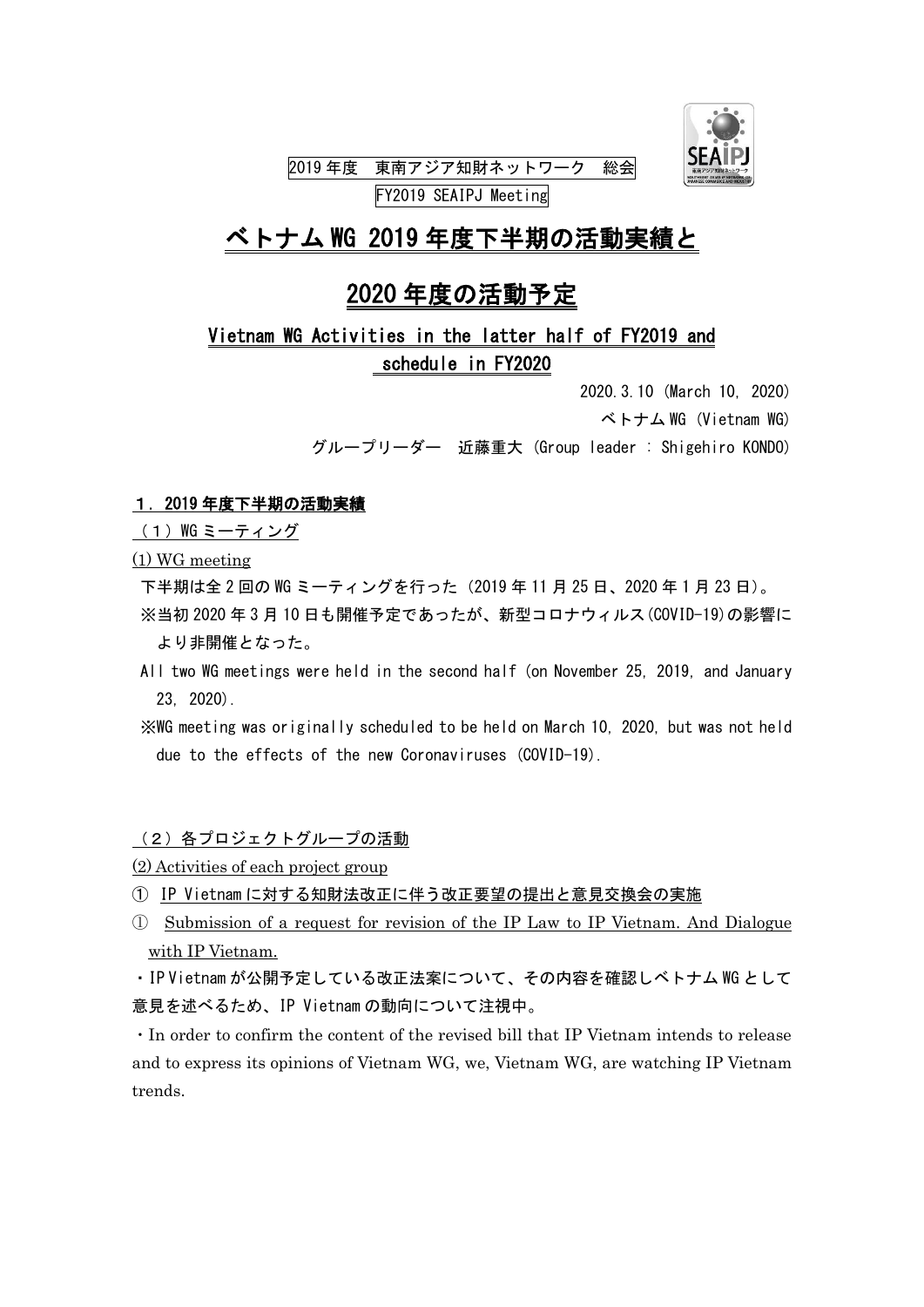2019 年度　東南アジア知財ネットワーク　総会

FY2019 SEAIPJ Meeting

# ベトナム WG 2019 年度下半期の活動実績と 2020 年度の活動予定

## Vietnam WG Activities in the latter half of FY2019 and schedule in FY2020

2020.3.10 (March 10, 2020)

ベトナム WG (Vietnam WG)

グループリーダー　近藤重大 (Group leader : Shigehiro KONDO)

### １．2019 年度下半期の活動実績

（１）WG ミーティング

(1) WG meeting

下半期は全 2 回の WG ミーティングを行った（2019 年 11 月 25 日、2020 年 1 月 23 日）。

※当初 2020 年 3 月 10 日も開催予定であったが、新型コロナウィルス(COVID-19)の影響により非開催となった。

All two WG meetings were held in the second half (on November 25, 2019, and January 23, 2020).

※WG meeting was originally scheduled to be held on March 10, 2020, but was not held due to the effects of the new Coronaviruses (COVID-19).

（２）各プロジェクトグループの活動

(2) Activities of each project group

① IP Vietnam に対する知財法改正に伴う改正要望の提出と意見交換会の実施

① Submission of a request for revision of the IP Law to IP Vietnam. And Dialogue with IP Vietnam.

・IP Vietnam が公開予定している改正法案について、その内容を確認しベトナム WG として意見を述べるため、IP Vietnam の動向について注視中。

・In order to confirm the content of the revised bill that IP Vietnam intends to release and to express its opinions of Vietnam WG, we, Vietnam WG, are watching IP Vietnam trends.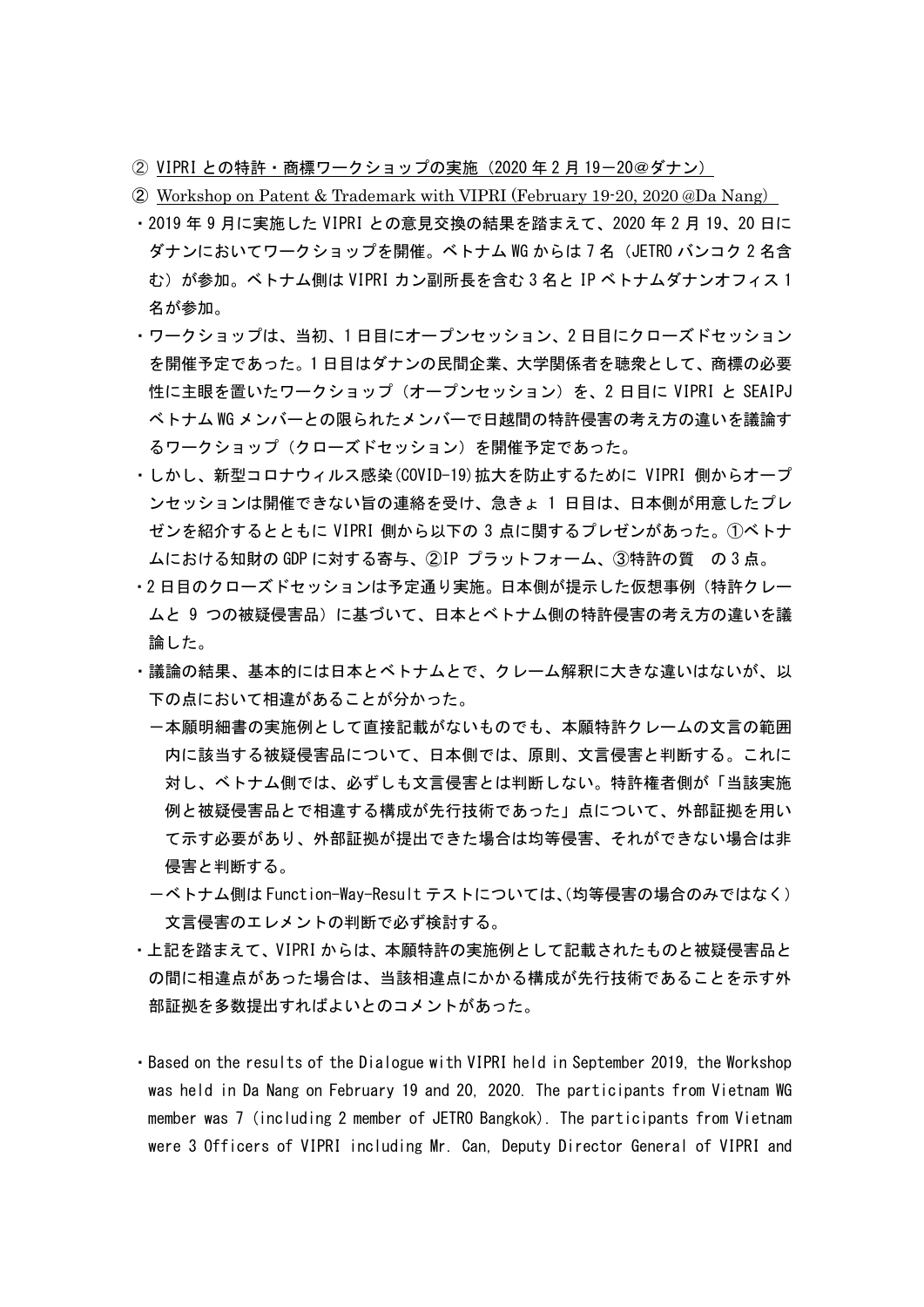② VIPRIとの特許・商標ワークショップの実施（2020年2月19－20@ダナン）

② Workshop on Patent & Trademark with VIPRI (February 19-20, 2020 @Da Nang)

・2019年9月に実施したVIPRIとの意見交換の結果を踏まえて、2020年2月19、20日にダナンにおいてワークショップを開催。ベトナムWGからは7名（JETROバンコク2名含む）が参加。ベトナム側はVIPRIカン副所長を含む3名とIPベトナムダナンオフィス1名が参加。

・ワークショップは、当初、1日目にオープンセッション、2日目にクローズドセッションを開催予定であった。1日目はダナンの民間企業、大学関係者を聴衆として、商標の必要性に主眼を置いたワークショップ（オープンセッション）を、2日目にVIPRIとSEAIPJベトナムWGメンバーとの限られたメンバーで日越間の特許侵害の考え方の違いを議論するワークショップ（クローズドセッション）を開催予定であった。

・しかし、新型コロナウィルス感染(COVID-19)拡大を防止するためにVIPRI側からオープンセッションは開催できない旨の連絡を受け、急きょ1日目は、日本側が用意したプレゼンを紹介するとともにVIPRI側から以下の3点に関するプレゼンがあった。①ベトナムにおける知財のGDPに対する寄与、②IP プラットフォーム、③特許の質　の3点。

・2日目のクローズドセッションは予定通り実施。日本側が提示した仮想事例（特許クレームと9つの被疑侵害品）に基づいて、日本とベトナム側の特許侵害の考え方の違いを議論した。

・議論の結果、基本的には日本とベトナムとで、クレーム解釈に大きな違いはないが、以下の点において相違があることが分かった。

　－本願明細書の実施例として直接記載がないものでも、本願特許クレームの文言の範囲内に該当する被疑侵害品について、日本側では、原則、文言侵害と判断する。これに対し、ベトナム側では、必ずしも文言侵害とは判断しない。特許権者側が「当該実施例と被疑侵害品とで相違する構成が先行技術であった」点について、外部証拠を用いて示す必要があり、外部証拠が提出できた場合は均等侵害、それができない場合は非侵害と判断する。

　－ベトナム側はFunction-Way-Resultテストについては、(均等侵害の場合のみではなく)文言侵害のエレメントの判断で必ず検討する。

・上記を踏まえて、VIPRIからは、本願特許の実施例として記載されたものと被疑侵害品との間に相違点があった場合は、当該相違点にかかる構成が先行技術であることを示す外部証拠を多数提出すればよいとのコメントがあった。

・Based on the results of the Dialogue with VIPRI held in September 2019, the Workshop was held in Da Nang on February 19 and 20, 2020. The participants from Vietnam WG member was 7 (including 2 member of JETRO Bangkok). The participants from Vietnam were 3 Officers of VIPRI including Mr. Can, Deputy Director General of VIPRI and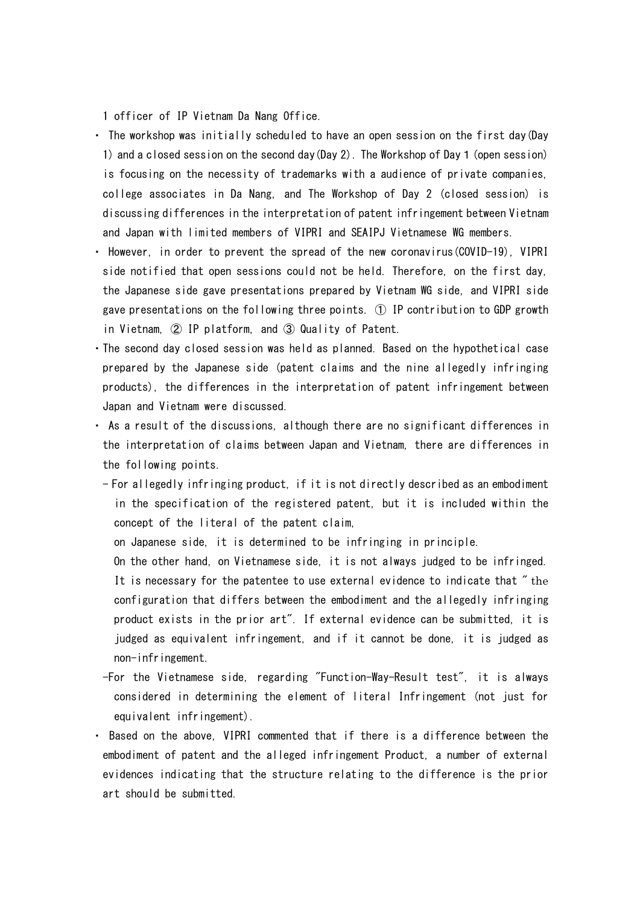1 officer of IP Vietnam Da Nang Office.

- The workshop was initially scheduled to have an open session on the first day(Day 1) and a closed session on the second day(Day 2). The Workshop of Day 1 (open session) is focusing on the necessity of trademarks with a audience of private companies, college associates in Da Nang, and The Workshop of Day 2 (closed session) is discussing differences in the interpretation of patent infringement between Vietnam and Japan with limited members of VIPRI and SEAIPJ Vietnamese WG members.
- However, in order to prevent the spread of the new coronavirus(COVID-19), VIPRI side notified that open sessions could not be held. Therefore, on the first day, the Japanese side gave presentations prepared by Vietnam WG side, and VIPRI side gave presentations on the following three points. ① IP contribution to GDP growth in Vietnam, ② IP platform, and ③ Quality of Patent.
- The second day closed session was held as planned. Based on the hypothetical case prepared by the Japanese side (patent claims and the nine allegedly infringing products), the differences in the interpretation of patent infringement between Japan and Vietnam were discussed.
- As a result of the discussions, although there are no significant differences in the interpretation of claims between Japan and Vietnam, there are differences in the following points.
  - For allegedly infringing product, if it is not directly described as an embodiment in the specification of the registered patent, but it is included within the concept of the literal of the patent claim,

    on Japanese side, it is determined to be infringing in principle.

    On the other hand, on Vietnamese side, it is not always judged to be infringed. It is necessary for the patentee to use external evidence to indicate that "the configuration that differs between the embodiment and the allegedly infringing product exists in the prior art". If external evidence can be submitted, it is judged as equivalent infringement, and if it cannot be done, it is judged as non-infringement.
  - For the Vietnamese side, regarding "Function-Way-Result test", it is always considered in determining the element of literal Infringement (not just for equivalent infringement).
- Based on the above, VIPRI commented that if there is a difference between the embodiment of patent and the alleged infringement Product, a number of external evidences indicating that the structure relating to the difference is the prior art should be submitted.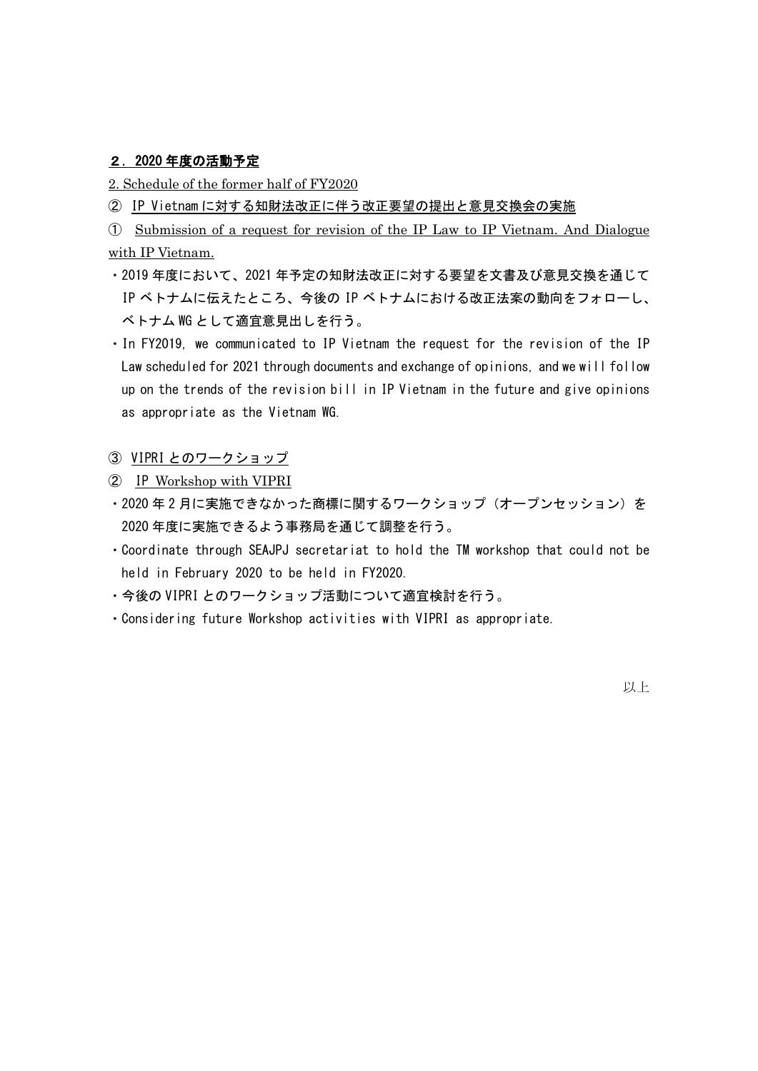## **２．2020 年度の活動予定**

2. Schedule of the former half of FY2020

② IP Vietnam に対する知財法改正に伴う改正要望の提出と意見交換会の実施

① Submission of a request for revision of the IP Law to IP Vietnam. And Dialogue with IP Vietnam.

- 2019 年度において、2021 年予定の知財法改正に対する要望を文書及び意見交換を通じて IP ベトナムに伝えたところ、今後の IP ベトナムにおける改正法案の動向をフォローし、ベトナム WG として適宜意見出しを行う。
- In FY2019, we communicated to IP Vietnam the request for the revision of the IP Law scheduled for 2021 through documents and exchange of opinions, and we will follow up on the trends of the revision bill in IP Vietnam in the future and give opinions as appropriate as the Vietnam WG.

③ VIPRI とのワークショップ

② IP Workshop with VIPRI

- 2020 年 2 月に実施できなかった商標に関するワークショップ（オープンセッション）を 2020 年度に実施できるよう事務局を通じて調整を行う。
- Coordinate through SEAJPJ secretariat to hold the TM workshop that could not be held in February 2020 to be held in FY2020.
- 今後の VIPRI とのワークショップ活動について適宜検討を行う。
- Considering future Workshop activities with VIPRI as appropriate.

以上